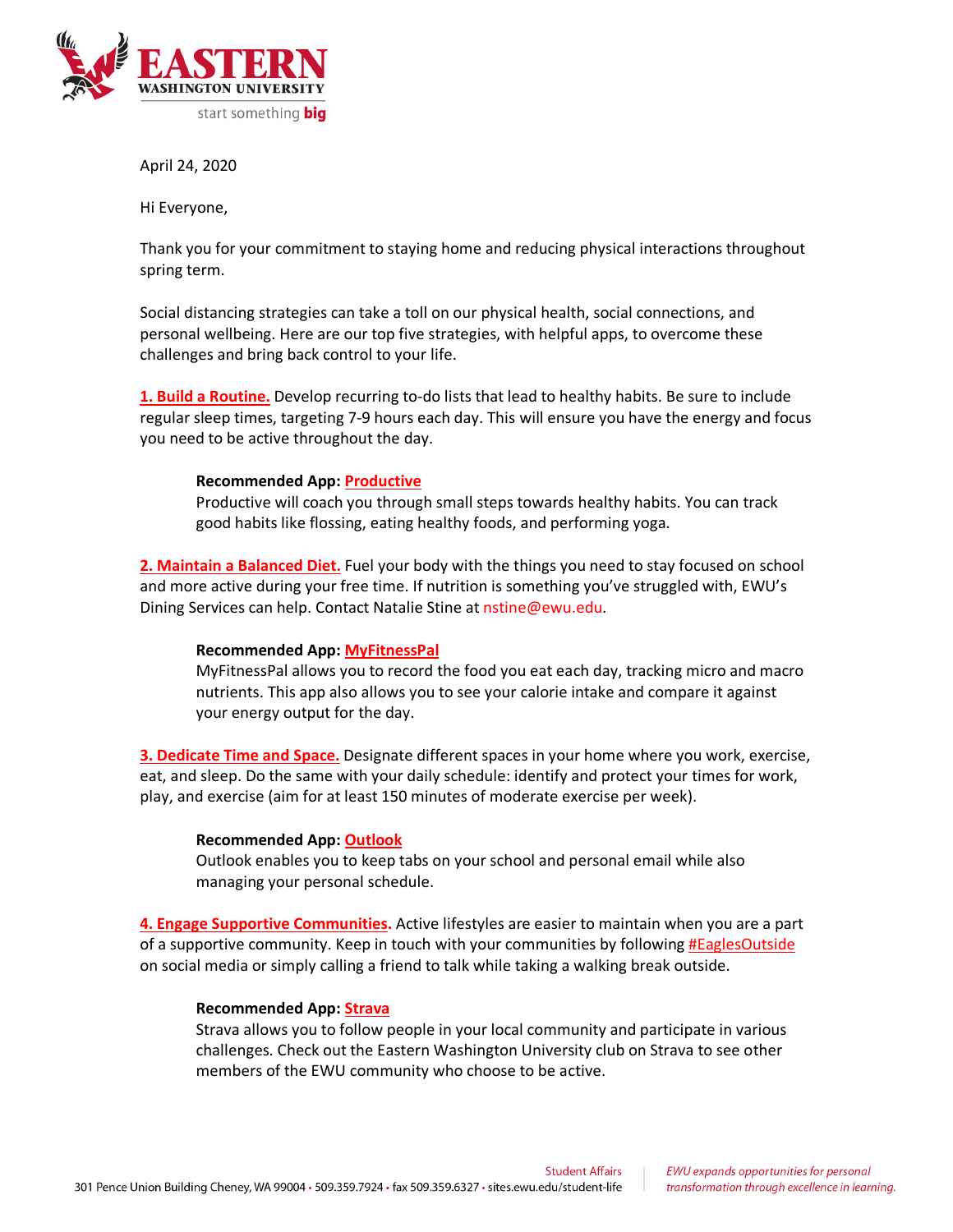EASTERN WASHINGTON UNIVERSITY

start something big

April 24, 2020

Hi Everyone,

Thank you for your commitment to staying home and reducing physical interactions throughout spring term.

Social distancing strategies can take a toll on our physical health, social connections, and personal wellbeing. Here are our top five strategies, with helpful apps, to overcome these challenges and bring back control to your life.

**1. Build a Routine.** Develop recurring to-do lists that lead to healthy habits. Be sure to include regular sleep times, targeting 7-9 hours each day. This will ensure you have the energy and focus you need to be active throughout the day.

> **Recommended App: Productive**
> Productive will coach you through small steps towards healthy habits. You can track good habits like flossing, eating healthy foods, and performing yoga.

**2. Maintain a Balanced Diet.** Fuel your body with the things you need to stay focused on school and more active during your free time. If nutrition is something you've struggled with, EWU's Dining Services can help. Contact Natalie Stine at nstine@ewu.edu.

> **Recommended App: MyFitnessPal**
> MyFitnessPal allows you to record the food you eat each day, tracking micro and macro nutrients. This app also allows you to see your calorie intake and compare it against your energy output for the day.

**3. Dedicate Time and Space.** Designate different spaces in your home where you work, exercise, eat, and sleep. Do the same with your daily schedule: identify and protect your times for work, play, and exercise (aim for at least 150 minutes of moderate exercise per week).

> **Recommended App: Outlook**
> Outlook enables you to keep tabs on your school and personal email while also managing your personal schedule.

**4. Engage Supportive Communities.** Active lifestyles are easier to maintain when you are a part of a supportive community. Keep in touch with your communities by following #EaglesOutside on social media or simply calling a friend to talk while taking a walking break outside.

> **Recommended App: Strava**
> Strava allows you to follow people in your local community and participate in various challenges. Check out the Eastern Washington University club on Strava to see other members of the EWU community who choose to be active.

Student Affairs
301 Pence Union Building Cheney, WA 99004 • 509.359.7924 • fax 509.359.6327 • sites.ewu.edu/student-life

*EWU expands opportunities for personal transformation through excellence in learning.*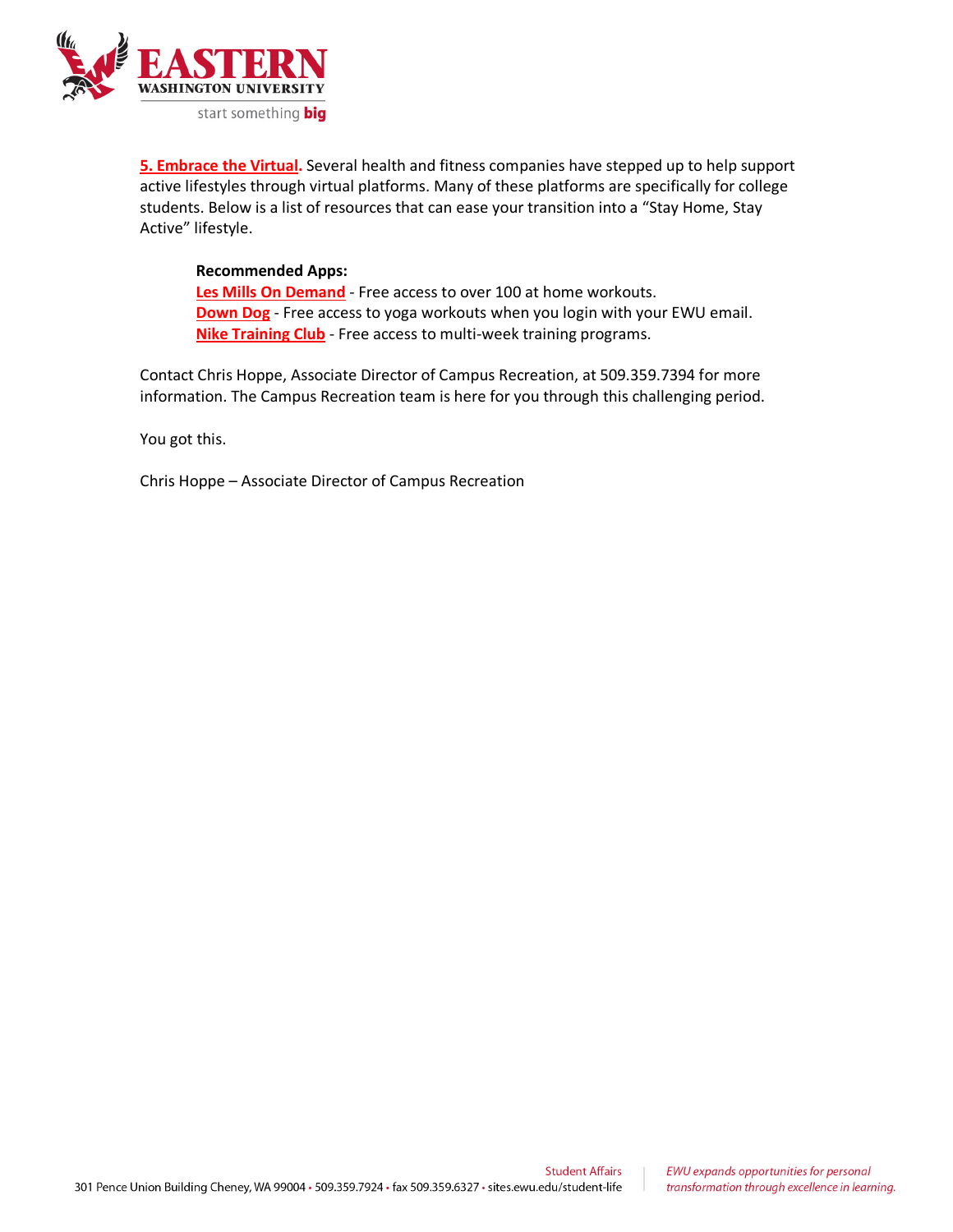**5. Embrace the Virtual.** Several health and fitness companies have stepped up to help support active lifestyles through virtual platforms. Many of these platforms are specifically for college students. Below is a list of resources that can ease your transition into a "Stay Home, Stay Active" lifestyle.

> **Recommended Apps:**
> **Les Mills On Demand** - Free access to over 100 at home workouts.
> **Down Dog** - Free access to yoga workouts when you login with your EWU email.
> **Nike Training Club** - Free access to multi-week training programs.

Contact Chris Hoppe, Associate Director of Campus Recreation, at 509.359.7394 for more information. The Campus Recreation team is here for you through this challenging period.

You got this.

Chris Hoppe – Associate Director of Campus Recreation